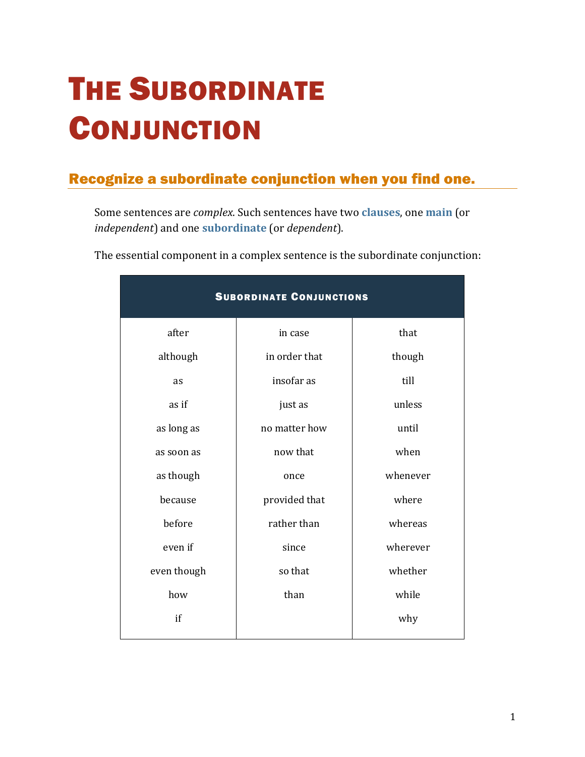# The Subordinate Conjunction

## Recognize a subordinate conjunction when you find one.

Some sentences are *complex*. Such sentences have two **clauses**, one **main** (or *independent*) and one **subordinate** (or *dependent*).

The essential component in a complex sentence is the subordinate conjunction:

| Subordinate Conjunctions | | |
|---|---|---|
| after | in case | that |
| although | in order that | though |
| as | insofar as | till |
| as if | just as | unless |
| as long as | no matter how | until |
| as soon as | now that | when |
| as though | once | whenever |
| because | provided that | where |
| before | rather than | whereas |
| even if | since | wherever |
| even though | so that | whether |
| how | than | while |
| if | | why |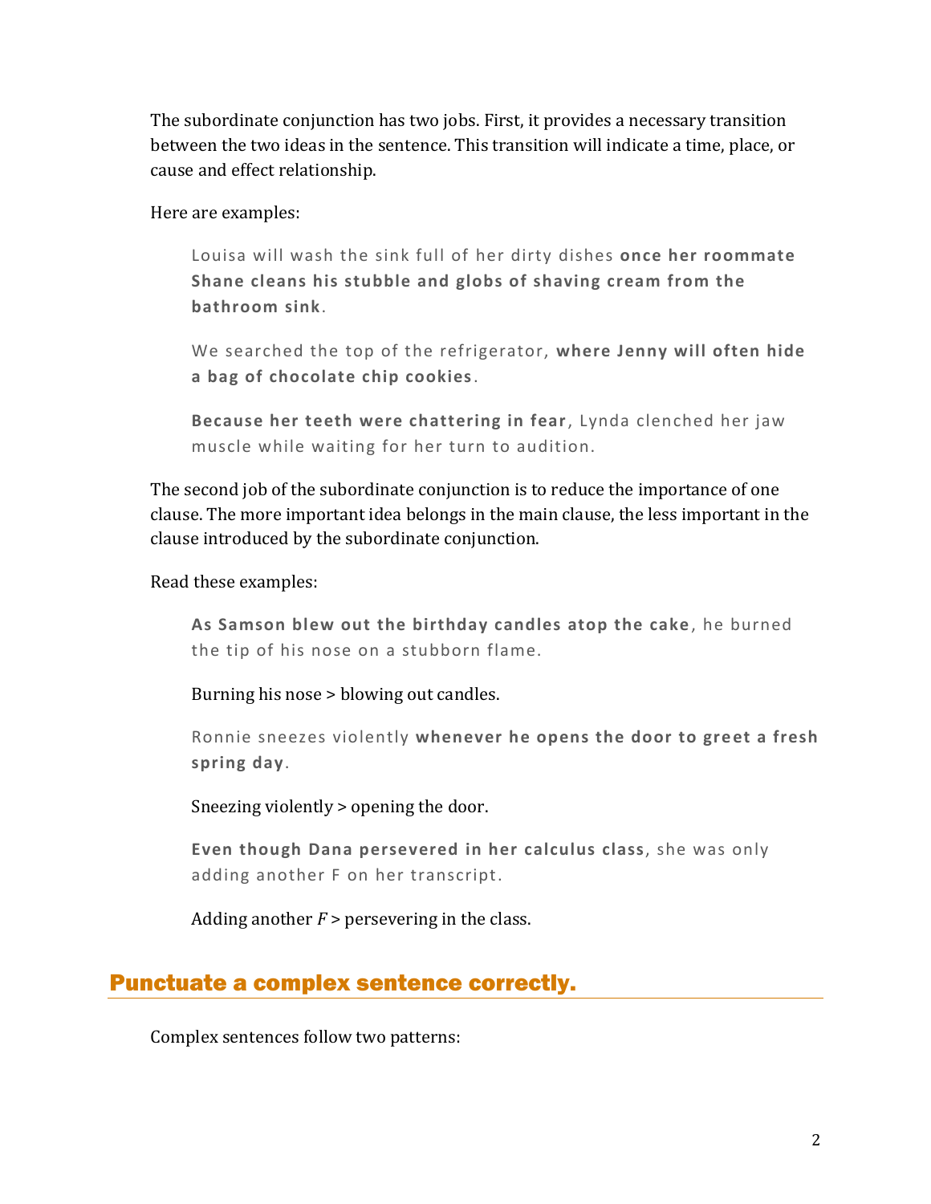The subordinate conjunction has two jobs. First, it provides a necessary transition between the two ideas in the sentence. This transition will indicate a time, place, or cause and effect relationship.

Here are examples:

> Louisa will wash the sink full of her dirty dishes **once her roommate Shane cleans his stubble and globs of shaving cream from the bathroom sink**.
>
> We searched the top of the refrigerator, **where Jenny will often hide a bag of chocolate chip cookies**.
>
> **Because her teeth were chattering in fear**, Lynda clenched her jaw muscle while waiting for her turn to audition.

The second job of the subordinate conjunction is to reduce the importance of one clause. The more important idea belongs in the main clause, the less important in the clause introduced by the subordinate conjunction.

Read these examples:

> **As Samson blew out the birthday candles atop the cake**, he burned the tip of his nose on a stubborn flame.
>
> Burning his nose > blowing out candles.
>
> Ronnie sneezes violently **whenever he opens the door to greet a fresh spring day**.
>
> Sneezing violently > opening the door.
>
> **Even though Dana persevered in her calculus class**, she was only adding another F on her transcript.
>
> Adding another *F* > persevering in the class.

## Punctuate a complex sentence correctly.

Complex sentences follow two patterns: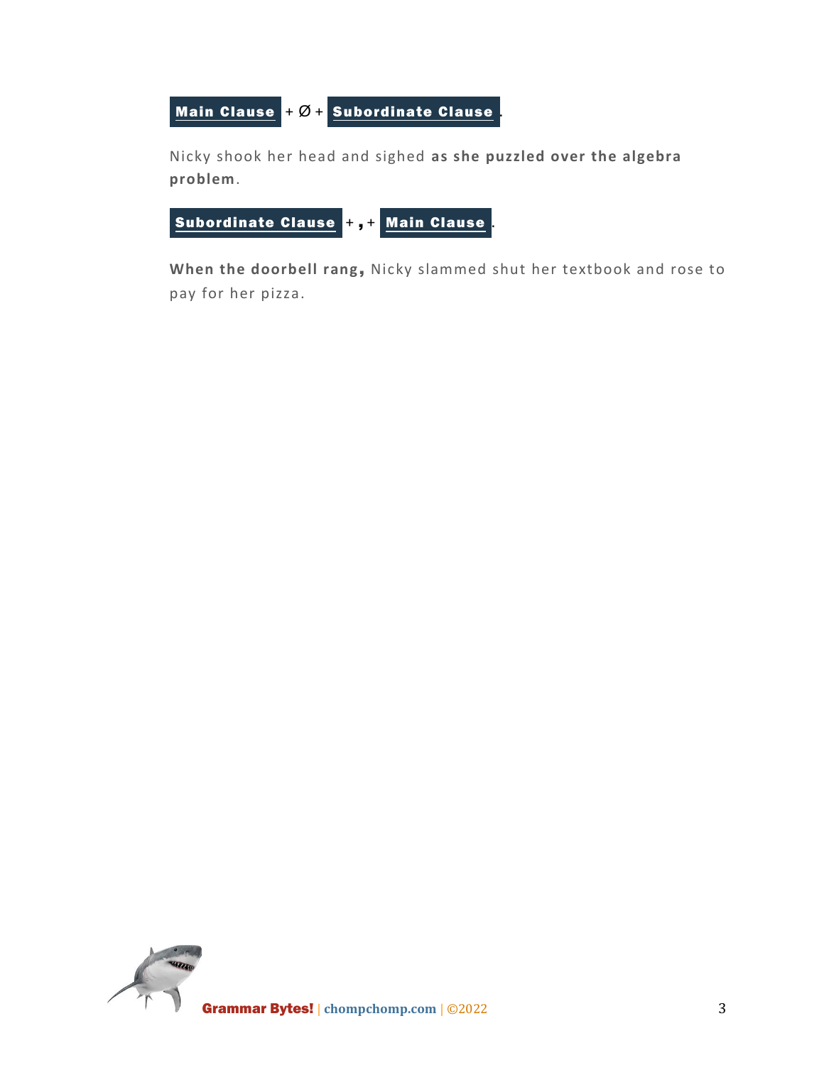**Main Clause** + Ø + **Subordinate Clause**.

Nicky shook her head and sighed **as she puzzled over the algebra problem**.

**Subordinate Clause** + **,** + **Main Clause**.

**When the doorbell rang,** Nicky slammed shut her textbook and rose to pay for her pizza.